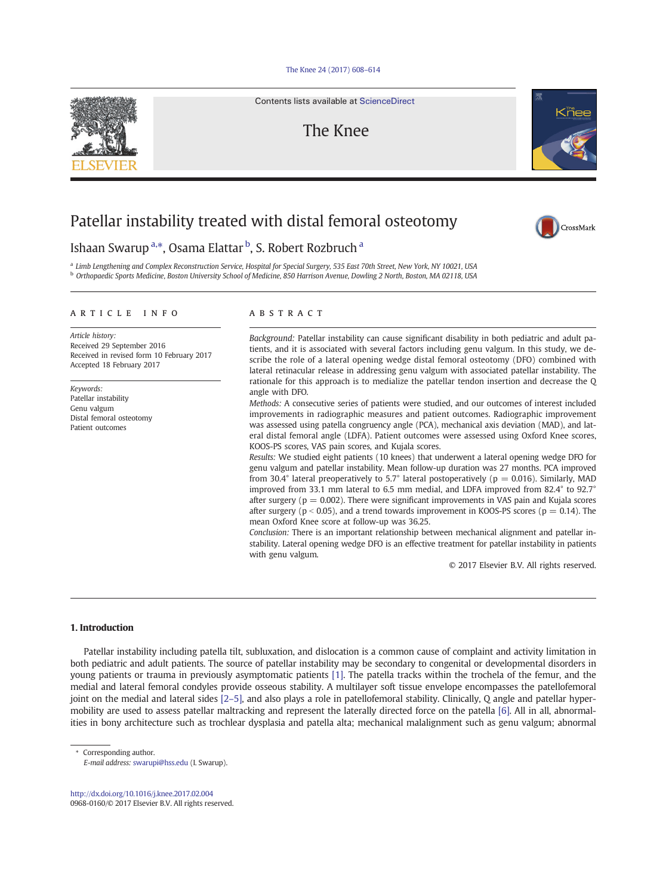# Patellar instability treated with distal femoral osteotomy

Ishaan Swarup [a,*], Osama Elattar [b], S. Robert Rozbruch [a]

[a] Limb Lengthening and Complex Reconstruction Service, Hospital for Special Surgery, 535 East 70th Street, New York, NY 10021, USA
[b] Orthopaedic Sports Medicine, Boston University School of Medicine, 850 Harrison Avenue, Dowling 2 North, Boston, MA 02118, USA

## ARTICLE INFO

*Article history:*
Received 29 September 2016
Received in revised form 10 February 2017
Accepted 18 February 2017

*Keywords:*
Patellar instability
Genu valgum
Distal femoral osteotomy
Patient outcomes

## ABSTRACT

*Background:* Patellar instability can cause significant disability in both pediatric and adult patients, and it is associated with several factors including genu valgum. In this study, we describe the role of a lateral opening wedge distal femoral osteotomy (DFO) combined with lateral retinacular release in addressing genu valgum with associated patellar instability. The rationale for this approach is to medialize the patellar tendon insertion and decrease the Q angle with DFO.

*Methods:* A consecutive series of patients were studied, and our outcomes of interest included improvements in radiographic measures and patient outcomes. Radiographic improvement was assessed using patella congruency angle (PCA), mechanical axis deviation (MAD), and lateral distal femoral angle (LDFA). Patient outcomes were assessed using Oxford Knee scores, KOOS-PS scores, VAS pain scores, and Kujala scores.

*Results:* We studied eight patients (10 knees) that underwent a lateral opening wedge DFO for genu valgum and patellar instability. Mean follow-up duration was 27 months. PCA improved from 30.4° lateral preoperatively to 5.7° lateral postoperatively ($p = 0.016$). Similarly, MAD improved from 33.1 mm lateral to 6.5 mm medial, and LDFA improved from 82.4° to 92.7° after surgery ($p = 0.002$). There were significant improvements in VAS pain and Kujala scores after surgery ($p < 0.05$), and a trend towards improvement in KOOS-PS scores ($p = 0.14$). The mean Oxford Knee score at follow-up was 36.25.

*Conclusion:* There is an important relationship between mechanical alignment and patellar instability. Lateral opening wedge DFO is an effective treatment for patellar instability in patients with genu valgum.

© 2017 Elsevier B.V. All rights reserved.

## 1. Introduction

Patellar instability including patella tilt, subluxation, and dislocation is a common cause of complaint and activity limitation in both pediatric and adult patients. The source of patellar instability may be secondary to congenital or developmental disorders in young patients or trauma in previously asymptomatic patients [1]. The patella tracks within the trochela of the femur, and the medial and lateral femoral condyles provide osseous stability. A multilayer soft tissue envelope encompasses the patellofemoral joint on the medial and lateral sides [2–5], and also plays a role in patellofemoral stability. Clinically, Q angle and patellar hypermobility are used to assess patellar maltracking and represent the laterally directed force on the patella [6]. All in all, abnormalities in bony architecture such as trochlear dysplasia and patella alta; mechanical malalignment such as genu valgum; abnormal

* Corresponding author.
*E-mail address:* swarupi@hss.edu (I. Swarup).

http://dx.doi.org/10.1016/j.knee.2017.02.004
0968-0160/© 2017 Elsevier B.V. All rights reserved.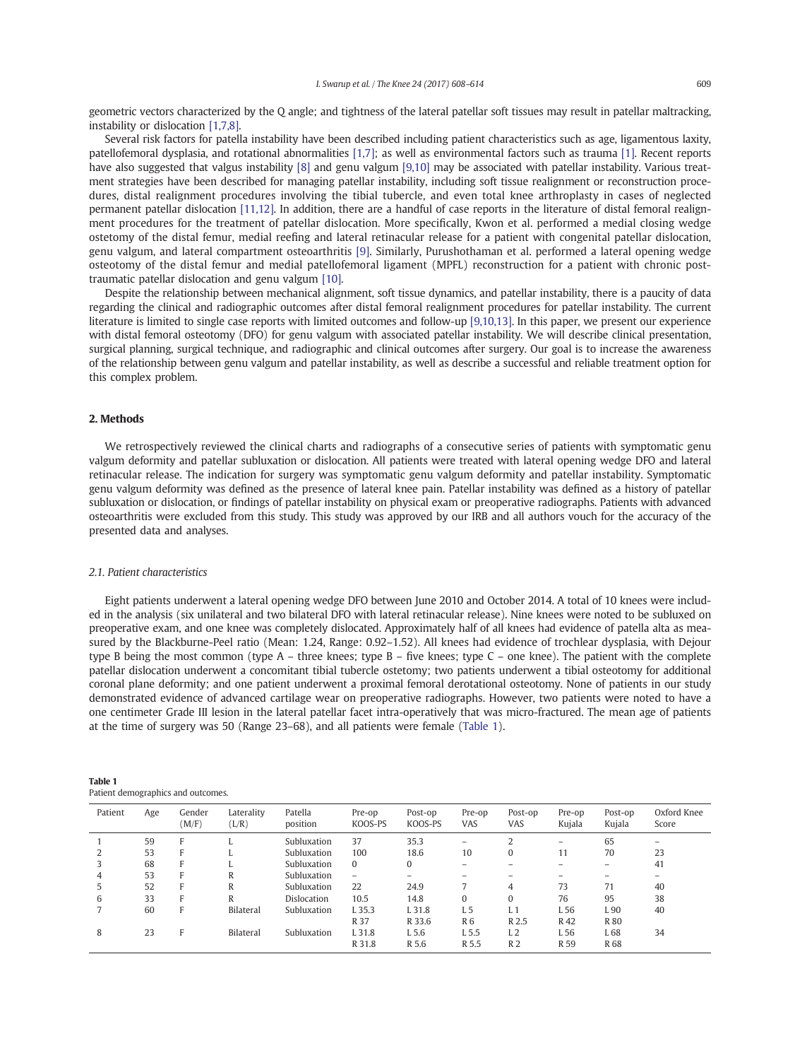geometric vectors characterized by the Q angle; and tightness of the lateral patellar soft tissues may result in patellar maltracking, instability or dislocation [1,7,8].

Several risk factors for patella instability have been described including patient characteristics such as age, ligamentous laxity, patellofemoral dysplasia, and rotational abnormalities [1,7]; as well as environmental factors such as trauma [1]. Recent reports have also suggested that valgus instability [8] and genu valgum [9,10] may be associated with patellar instability. Various treatment strategies have been described for managing patellar instability, including soft tissue realignment or reconstruction procedures, distal realignment procedures involving the tibial tubercle, and even total knee arthroplasty in cases of neglected permanent patellar dislocation [11,12]. In addition, there are a handful of case reports in the literature of distal femoral realignment procedures for the treatment of patellar dislocation. More specifically, Kwon et al. performed a medial closing wedge ostetomy of the distal femur, medial reefing and lateral retinacular release for a patient with congenital patellar dislocation, genu valgum, and lateral compartment osteoarthritis [9]. Similarly, Purushothaman et al. performed a lateral opening wedge osteotomy of the distal femur and medial patellofemoral ligament (MPFL) reconstruction for a patient with chronic post-traumatic patellar dislocation and genu valgum [10].

Despite the relationship between mechanical alignment, soft tissue dynamics, and patellar instability, there is a paucity of data regarding the clinical and radiographic outcomes after distal femoral realignment procedures for patellar instability. The current literature is limited to single case reports with limited outcomes and follow-up [9,10,13]. In this paper, we present our experience with distal femoral osteotomy (DFO) for genu valgum with associated patellar instability. We will describe clinical presentation, surgical planning, surgical technique, and radiographic and clinical outcomes after surgery. Our goal is to increase the awareness of the relationship between genu valgum and patellar instability, as well as describe a successful and reliable treatment option for this complex problem.

## 2. Methods

We retrospectively reviewed the clinical charts and radiographs of a consecutive series of patients with symptomatic genu valgum deformity and patellar subluxation or dislocation. All patients were treated with lateral opening wedge DFO and lateral retinacular release. The indication for surgery was symptomatic genu valgum deformity and patellar instability. Symptomatic genu valgum deformity was defined as the presence of lateral knee pain. Patellar instability was defined as a history of patellar subluxation or dislocation, or findings of patellar instability on physical exam or preoperative radiographs. Patients with advanced osteoarthritis were excluded from this study. This study was approved by our IRB and all authors vouch for the accuracy of the presented data and analyses.

### 2.1. Patient characteristics

Eight patients underwent a lateral opening wedge DFO between June 2010 and October 2014. A total of 10 knees were included in the analysis (six unilateral and two bilateral DFO with lateral retinacular release). Nine knees were noted to be subluxed on preoperative exam, and one knee was completely dislocated. Approximately half of all knees had evidence of patella alta as measured by the Blackburne-Peel ratio (Mean: 1.24, Range: 0.92–1.52). All knees had evidence of trochlear dysplasia, with Dejour type B being the most common (type A – three knees; type B – five knees; type C – one knee). The patient with the complete patellar dislocation underwent a concomitant tibial tubercle ostetomy; two patients underwent a tibial osteotomy for additional coronal plane deformity; and one patient underwent a proximal femoral derotational osteotomy. None of patients in our study demonstrated evidence of advanced cartilage wear on preoperative radiographs. However, two patients were noted to have a one centimeter Grade III lesion in the lateral patellar facet intra-operatively that was micro-fractured. The mean age of patients at the time of surgery was 50 (Range 23–68), and all patients were female (Table 1).

**Table 1**
Patient demographics and outcomes.

| Patient | Age | Gender (M/F) | Laterality (L/R) | Patella position | Pre-op KOOS-PS | Post-op KOOS-PS | Pre-op VAS | Post-op VAS | Pre-op Kujala | Post-op Kujala | Oxford Knee Score |
|---|---|---|---|---|---|---|---|---|---|---|---|
| 1 | 59 | F | L | Subluxation | 37 | 35.3 | – | 2 | – | 65 | – |
| 2 | 53 | F | L | Subluxation | 100 | 18.6 | 10 | 0 | 11 | 70 | 23 |
| 3 | 68 | F | L | Subluxation | 0 | 0 | – | – | – | – | 41 |
| 4 | 53 | F | R | Subluxation | – | – | – | – | – | – | – |
| 5 | 52 | F | R | Subluxation | 22 | 24.9 | 7 | 4 | 73 | 71 | 40 |
| 6 | 33 | F | R | Dislocation | 10.5 | 14.8 | 0 | 0 | 76 | 95 | 38 |
| 7 | 60 | F | Bilateral | Subluxation | L 35.3<br>R 37 | L 31.8<br>R 33.6 | L 5<br>R 6 | L 1<br>R 2.5 | L 56<br>R 42 | L 90<br>R 80 | 40 |
| 8 | 23 | F | Bilateral | Subluxation | L 31.8<br>R 31.8 | L 5.6<br>R 5.6 | L 5.5<br>R 5.5 | L 2<br>R 2 | L 56<br>R 59 | L 68<br>R 68 | 34 |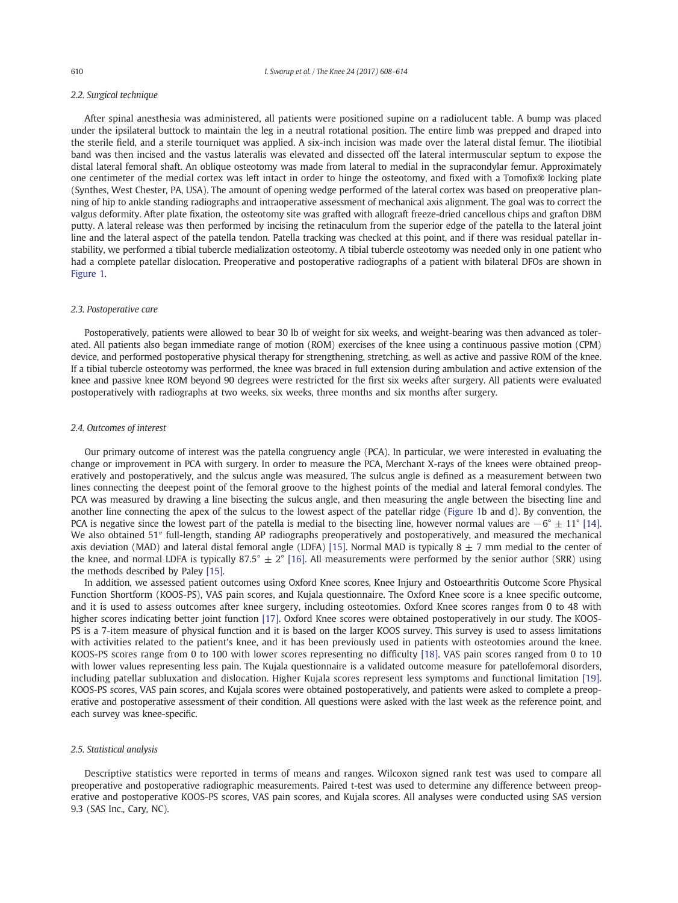### 2.2. Surgical technique

After spinal anesthesia was administered, all patients were positioned supine on a radiolucent table. A bump was placed under the ipsilateral buttock to maintain the leg in a neutral rotational position. The entire limb was prepped and draped into the sterile field, and a sterile tourniquet was applied. A six-inch incision was made over the lateral distal femur. The iliotibial band was then incised and the vastus lateralis was elevated and dissected off the lateral intermuscular septum to expose the distal lateral femoral shaft. An oblique osteotomy was made from lateral to medial in the supracondylar femur. Approximately one centimeter of the medial cortex was left intact in order to hinge the osteotomy, and fixed with a Tomofix® locking plate (Synthes, West Chester, PA, USA). The amount of opening wedge performed of the lateral cortex was based on preoperative planning of hip to ankle standing radiographs and intraoperative assessment of mechanical axis alignment. The goal was to correct the valgus deformity. After plate fixation, the osteotomy site was grafted with allograft freeze-dried cancellous chips and grafton DBM putty. A lateral release was then performed by incising the retinaculum from the superior edge of the patella to the lateral joint line and the lateral aspect of the patella tendon. Patella tracking was checked at this point, and if there was residual patellar instability, we performed a tibial tubercle medialization osteotomy. A tibial tubercle osteotomy was needed only in one patient who had a complete patellar dislocation. Preoperative and postoperative radiographs of a patient with bilateral DFOs are shown in Figure 1.

### 2.3. Postoperative care

Postoperatively, patients were allowed to bear 30 lb of weight for six weeks, and weight-bearing was then advanced as tolerated. All patients also began immediate range of motion (ROM) exercises of the knee using a continuous passive motion (CPM) device, and performed postoperative physical therapy for strengthening, stretching, as well as active and passive ROM of the knee. If a tibial tubercle osteotomy was performed, the knee was braced in full extension during ambulation and active extension of the knee and passive knee ROM beyond 90 degrees were restricted for the first six weeks after surgery. All patients were evaluated postoperatively with radiographs at two weeks, six weeks, three months and six months after surgery.

### 2.4. Outcomes of interest

Our primary outcome of interest was the patella congruency angle (PCA). In particular, we were interested in evaluating the change or improvement in PCA with surgery. In order to measure the PCA, Merchant X-rays of the knees were obtained preoperatively and postoperatively, and the sulcus angle was measured. The sulcus angle is defined as a measurement between two lines connecting the deepest point of the femoral groove to the highest points of the medial and lateral femoral condyles. The PCA was measured by drawing a line bisecting the sulcus angle, and then measuring the angle between the bisecting line and another line connecting the apex of the sulcus to the lowest aspect of the patellar ridge (Figure 1b and d). By convention, the PCA is negative since the lowest part of the patella is medial to the bisecting line, however normal values are $-6^{\circ} \pm 11^{\circ}$ [14]. We also obtained 51″ full-length, standing AP radiographs preoperatively and postoperatively, and measured the mechanical axis deviation (MAD) and lateral distal femoral angle (LDFA) [15]. Normal MAD is typically $8 \pm 7$ mm medial to the center of the knee, and normal LDFA is typically $87.5^{\circ} \pm 2^{\circ}$ [16]. All measurements were performed by the senior author (SRR) using the methods described by Paley [15].

In addition, we assessed patient outcomes using Oxford Knee scores, Knee Injury and Ostoearthritis Outcome Score Physical Function Shortform (KOOS-PS), VAS pain scores, and Kujala questionnaire. The Oxford Knee score is a knee specific outcome, and it is used to assess outcomes after knee surgery, including osteotomies. Oxford Knee scores ranges from 0 to 48 with higher scores indicating better joint function [17]. Oxford Knee scores were obtained postoperatively in our study. The KOOS-PS is a 7-item measure of physical function and it is based on the larger KOOS survey. This survey is used to assess limitations with activities related to the patient's knee, and it has been previously used in patients with osteotomies around the knee. KOOS-PS scores range from 0 to 100 with lower scores representing no difficulty [18]. VAS pain scores ranged from 0 to 10 with lower values representing less pain. The Kujala questionnaire is a validated outcome measure for patellofemoral disorders, including patellar subluxation and dislocation. Higher Kujala scores represent less symptoms and functional limitation [19]. KOOS-PS scores, VAS pain scores, and Kujala scores were obtained postoperatively, and patients were asked to complete a preoperative and postoperative assessment of their condition. All questions were asked with the last week as the reference point, and each survey was knee-specific.

### 2.5. Statistical analysis

Descriptive statistics were reported in terms of means and ranges. Wilcoxon signed rank test was used to compare all preoperative and postoperative radiographic measurements. Paired t-test was used to determine any difference between preoperative and postoperative KOOS-PS scores, VAS pain scores, and Kujala scores. All analyses were conducted using SAS version 9.3 (SAS Inc., Cary, NC).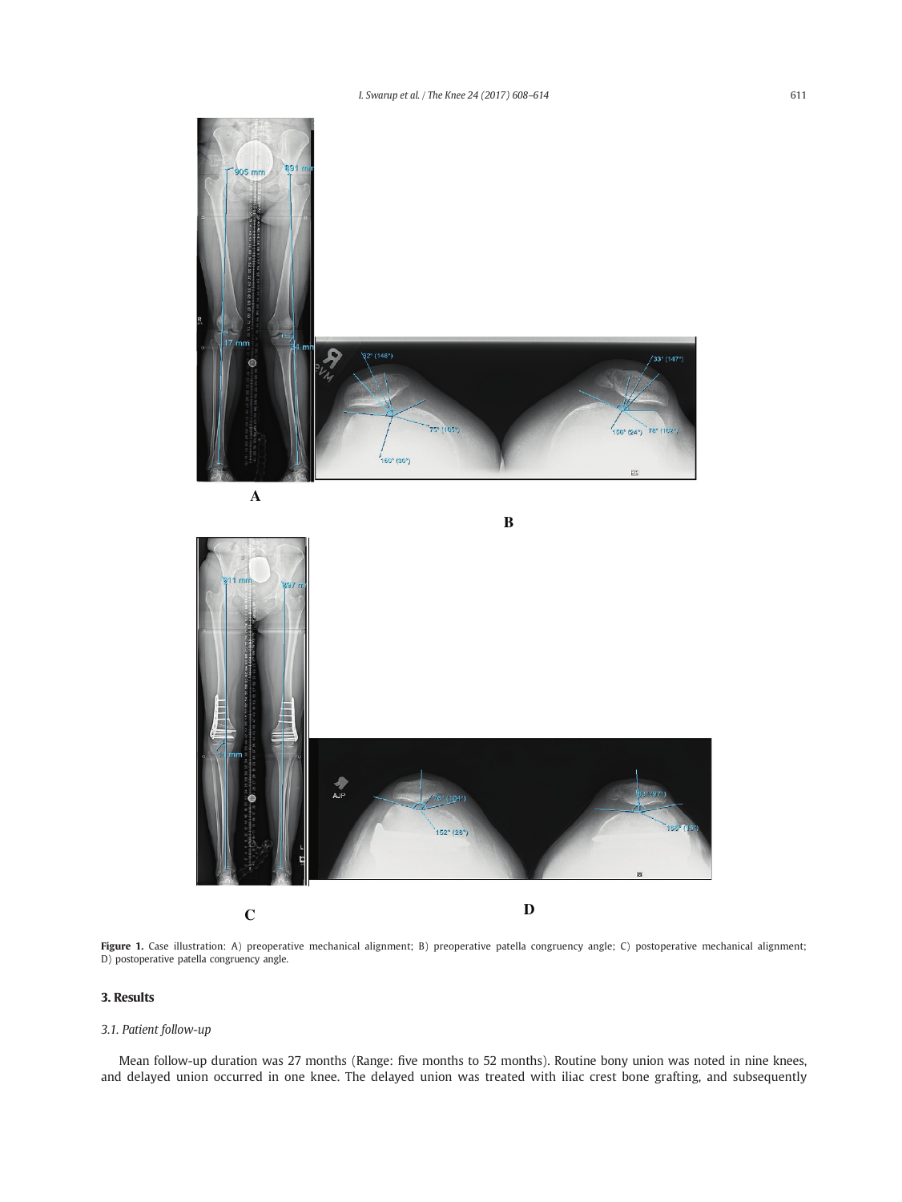Figure 1. Case illustration: A) preoperative mechanical alignment; B) preoperative patella congruency angle; C) postoperative mechanical alignment; D) postoperative patella congruency angle.

## 3. Results

### 3.1. Patient follow-up

Mean follow-up duration was 27 months (Range: five months to 52 months). Routine bony union was noted in nine knees, and delayed union occurred in one knee. The delayed union was treated with iliac crest bone grafting, and subsequently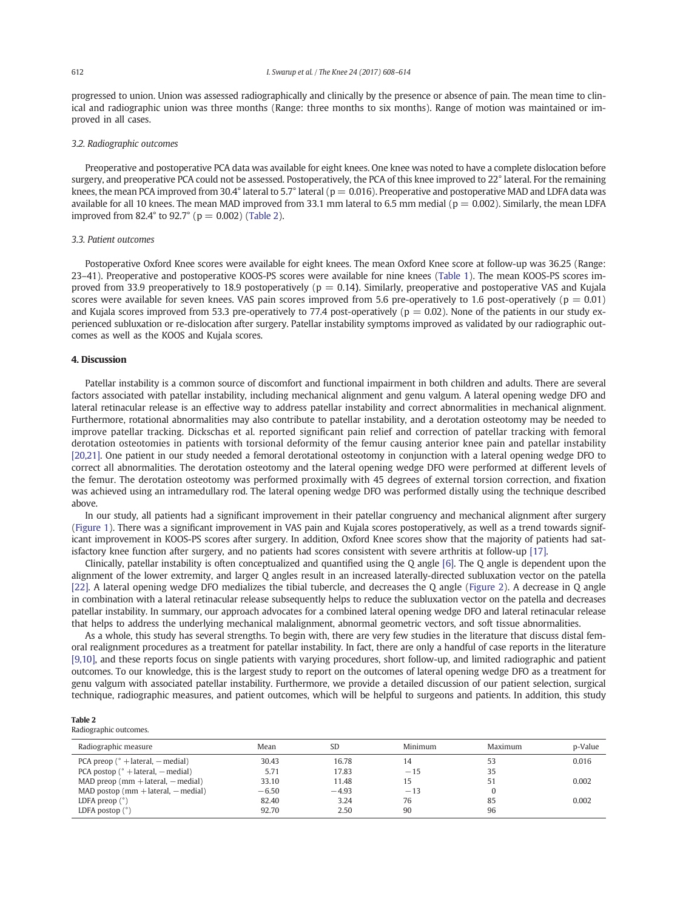progressed to union. Union was assessed radiographically and clinically by the presence or absence of pain. The mean time to clinical and radiographic union was three months (Range: three months to six months). Range of motion was maintained or improved in all cases.

### 3.2. Radiographic outcomes

Preoperative and postoperative PCA data was available for eight knees. One knee was noted to have a complete dislocation before surgery, and preoperative PCA could not be assessed. Postoperatively, the PCA of this knee improved to 22° lateral. For the remaining knees, the mean PCA improved from 30.4° lateral to 5.7° lateral ($p = 0.016$). Preoperative and postoperative MAD and LDFA data was available for all 10 knees. The mean MAD improved from 33.1 mm lateral to 6.5 mm medial ($p = 0.002$). Similarly, the mean LDFA improved from 82.4° to 92.7° ($p = 0.002$) (Table 2).

### 3.3. Patient outcomes

Postoperative Oxford Knee scores were available for eight knees. The mean Oxford Knee score at follow-up was 36.25 (Range: 23–41). Preoperative and postoperative KOOS-PS scores were available for nine knees (Table 1). The mean KOOS-PS scores improved from 33.9 preoperatively to 18.9 postoperatively ($p = 0.14$). Similarly, preoperative and postoperative VAS and Kujala scores were available for seven knees. VAS pain scores improved from 5.6 pre-operatively to 1.6 post-operatively ($p = 0.01$) and Kujala scores improved from 53.3 pre-operatively to 77.4 post-operatively ($p = 0.02$). None of the patients in our study experienced subluxation or re-dislocation after surgery. Patellar instability symptoms improved as validated by our radiographic outcomes as well as the KOOS and Kujala scores.

## 4. Discussion

Patellar instability is a common source of discomfort and functional impairment in both children and adults. There are several factors associated with patellar instability, including mechanical alignment and genu valgum. A lateral opening wedge DFO and lateral retinacular release is an effective way to address patellar instability and correct abnormalities in mechanical alignment. Furthermore, rotational abnormalities may also contribute to patellar instability, and a derotation osteotomy may be needed to improve patellar tracking. Dickschas et al. reported significant pain relief and correction of patellar tracking with femoral derotation osteotomies in patients with torsional deformity of the femur causing anterior knee pain and patellar instability [20,21]. One patient in our study needed a femoral derotational osteotomy in conjunction with a lateral opening wedge DFO to correct all abnormalities. The derotation osteotomy and the lateral opening wedge DFO were performed at different levels of the femur. The derotation osteotomy was performed proximally with 45 degrees of external torsion correction, and fixation was achieved using an intramedullary rod. The lateral opening wedge DFO was performed distally using the technique described above.

In our study, all patients had a significant improvement in their patellar congruency and mechanical alignment after surgery (Figure 1). There was a significant improvement in VAS pain and Kujala scores postoperatively, as well as a trend towards significant improvement in KOOS-PS scores after surgery. In addition, Oxford Knee scores show that the majority of patients had satisfactory knee function after surgery, and no patients had scores consistent with severe arthritis at follow-up [17].

Clinically, patellar instability is often conceptualized and quantified using the Q angle [6]. The Q angle is dependent upon the alignment of the lower extremity, and larger Q angles result in an increased laterally-directed subluxation vector on the patella [22]. A lateral opening wedge DFO medializes the tibial tubercle, and decreases the Q angle (Figure 2). A decrease in Q angle in combination with a lateral retinacular release subsequently helps to reduce the subluxation vector on the patella and decreases patellar instability. In summary, our approach advocates for a combined lateral opening wedge DFO and lateral retinacular release that helps to address the underlying mechanical malalignment, abnormal geometric vectors, and soft tissue abnormalities.

As a whole, this study has several strengths. To begin with, there are very few studies in the literature that discuss distal femoral realignment procedures as a treatment for patellar instability. In fact, there are only a handful of case reports in the literature [9,10], and these reports focus on single patients with varying procedures, short follow-up, and limited radiographic and patient outcomes. To our knowledge, this is the largest study to report on the outcomes of lateral opening wedge DFO as a treatment for genu valgum with associated patellar instability. Furthermore, we provide a detailed discussion of our patient selection, surgical technique, radiographic measures, and patient outcomes, which will be helpful to surgeons and patients. In addition, this study

**Table 2**
Radiographic outcomes.

| Radiographic measure | Mean | SD | Minimum | Maximum | p-Value |
|---|---|---|---|---|---|
| PCA preop (° +lateral, −medial) | 30.43 | 16.78 | 14 | 53 | 0.016 |
| PCA postop (° +lateral, −medial) | 5.71 | 17.83 | −15 | 35 | |
| MAD preop (mm +lateral, −medial) | 33.10 | 11.48 | 15 | 51 | 0.002 |
| MAD postop (mm +lateral, −medial) | −6.50 | −4.93 | −13 | 0 | |
| LDFA preop (°) | 82.40 | 3.24 | 76 | 85 | 0.002 |
| LDFA postop (°) | 92.70 | 2.50 | 90 | 96 | |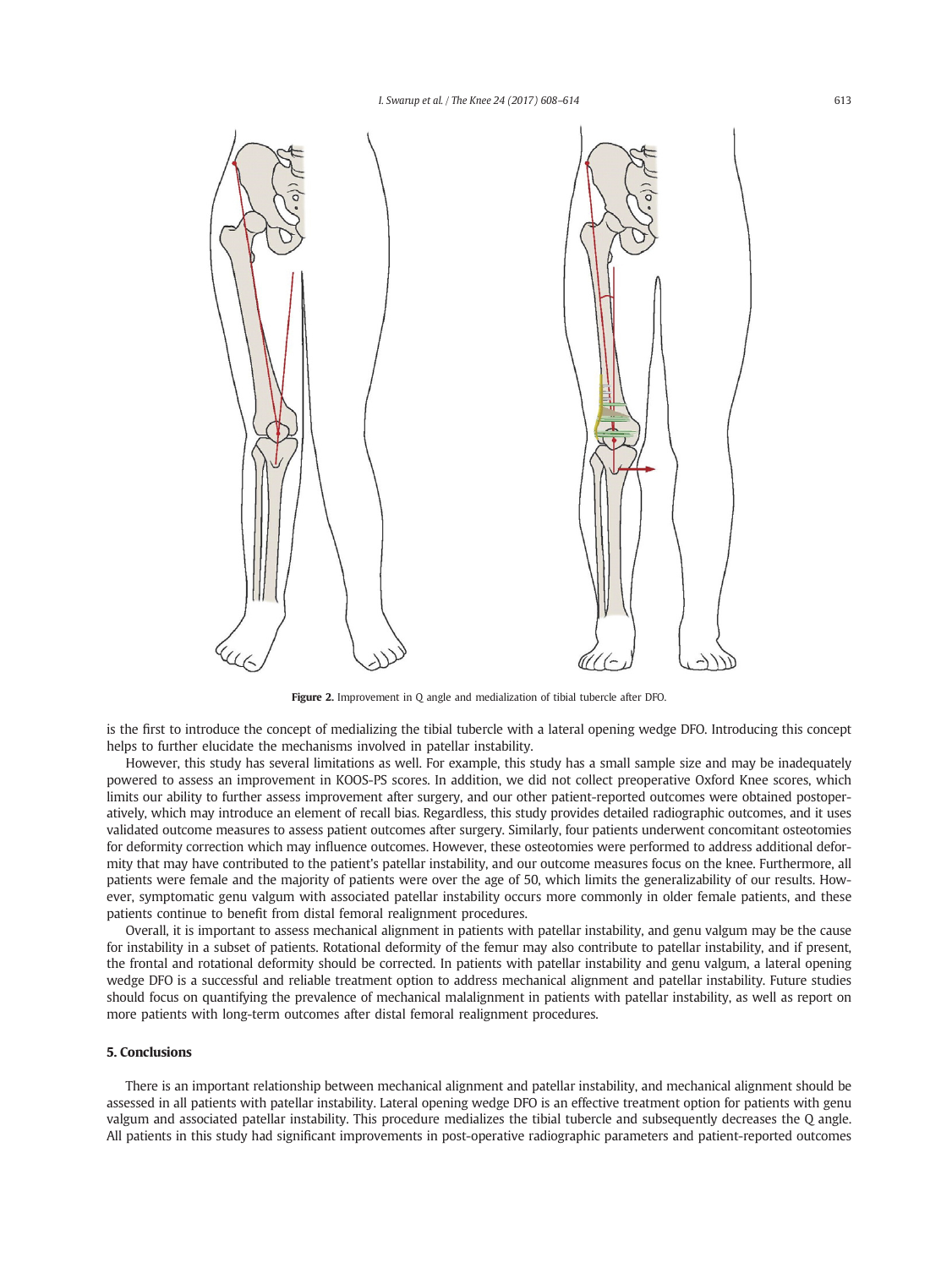Figure 2. Improvement in Q angle and medialization of tibial tubercle after DFO.

is the first to introduce the concept of medializing the tibial tubercle with a lateral opening wedge DFO. Introducing this concept helps to further elucidate the mechanisms involved in patellar instability.

However, this study has several limitations as well. For example, this study has a small sample size and may be inadequately powered to assess an improvement in KOOS-PS scores. In addition, we did not collect preoperative Oxford Knee scores, which limits our ability to further assess improvement after surgery, and our other patient-reported outcomes were obtained postoperatively, which may introduce an element of recall bias. Regardless, this study provides detailed radiographic outcomes, and it uses validated outcome measures to assess patient outcomes after surgery. Similarly, four patients underwent concomitant osteotomies for deformity correction which may influence outcomes. However, these osteotomies were performed to address additional deformity that may have contributed to the patient's patellar instability, and our outcome measures focus on the knee. Furthermore, all patients were female and the majority of patients were over the age of 50, which limits the generalizability of our results. However, symptomatic genu valgum with associated patellar instability occurs more commonly in older female patients, and these patients continue to benefit from distal femoral realignment procedures.

Overall, it is important to assess mechanical alignment in patients with patellar instability, and genu valgum may be the cause for instability in a subset of patients. Rotational deformity of the femur may also contribute to patellar instability, and if present, the frontal and rotational deformity should be corrected. In patients with patellar instability and genu valgum, a lateral opening wedge DFO is a successful and reliable treatment option to address mechanical alignment and patellar instability. Future studies should focus on quantifying the prevalence of mechanical malalignment in patients with patellar instability, as well as report on more patients with long-term outcomes after distal femoral realignment procedures.

## 5. Conclusions

There is an important relationship between mechanical alignment and patellar instability, and mechanical alignment should be assessed in all patients with patellar instability. Lateral opening wedge DFO is an effective treatment option for patients with genu valgum and associated patellar instability. This procedure medializes the tibial tubercle and subsequently decreases the Q angle. All patients in this study had significant improvements in post-operative radiographic parameters and patient-reported outcomes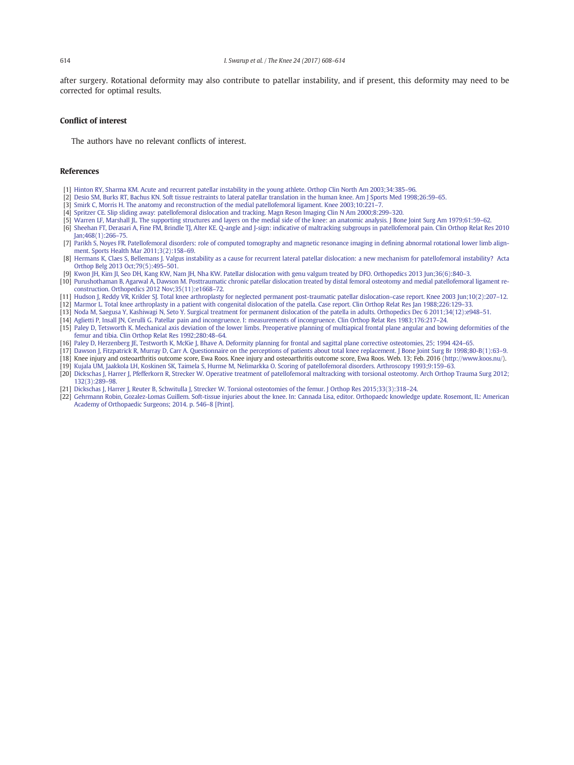after surgery. Rotational deformity may also contribute to patellar instability, and if present, this deformity may need to be corrected for optimal results.

## Conflict of interest

The authors have no relevant conflicts of interest.

## References

[1] Hinton RY, Sharma KM. Acute and recurrent patellar instability in the young athlete. Orthop Clin North Am 2003;34:385–96.
[2] Desio SM, Burks RT, Bachus KN. Soft tissue restraints to lateral patellar translation in the human knee. Am J Sports Med 1998;26:59–65.
[3] Smirk C, Morris H. The anatomy and reconstruction of the medial patellofemoral ligament. Knee 2003;10:221–7.
[4] Spritzer CE. Slip sliding away: patellofemoral dislocation and tracking. Magn Reson Imaging Clin N Am 2000;8:299–320.
[5] Warren LF, Marshall JL. The supporting structures and layers on the medial side of the knee: an anatomic analysis. J Bone Joint Surg Am 1979;61:59–62.
[6] Sheehan FT, Derasari A, Fine FM, Brindle TJ, Alter KE. Q-angle and J-sign: indicative of maltracking subgroups in patellofemoral pain. Clin Orthop Relat Res 2010 Jan;468(1):266–75.
[7] Parikh S, Noyes FR. Patellofemoral disorders: role of computed tomography and magnetic resonance imaging in defining abnormal rotational lower limb alignment. Sports Health Mar 2011;3(2):158–69.
[8] Hermans K, Claes S, Bellemans J. Valgus instability as a cause for recurrent lateral patellar dislocation: a new mechanism for patellofemoral instability? Acta Orthop Belg 2013 Oct;79(5):495–501.
[9] Kwon JH, Kim JI, Seo DH, Kang KW, Nam JH, Nha KW. Patellar dislocation with genu valgum treated by DFO. Orthopedics 2013 Jun;36(6):840–3.
[10] Purushothaman B, Agarwal A, Dawson M. Posttraumatic chronic patellar dislocation treated by distal femoral osteotomy and medial patellofemoral ligament reconstruction. Orthopedics 2012 Nov;35(11):e1668–72.
[11] Hudson J, Reddy VR, Krikler SJ. Total knee arthroplasty for neglected permanent post-traumatic patellar dislocation–case report. Knee 2003 Jun;10(2):207–12.
[12] Marmor L. Total knee arthroplasty in a patient with congenital dislocation of the patella. Case report. Clin Orthop Relat Res Jan 1988;226:129–33.
[13] Noda M, Saegusa Y, Kashiwagi N, Seto Y. Surgical treatment for permanent dislocation of the patella in adults. Orthopedics Dec 6 2011;34(12):e948–51.
[14] Aglietti P, Insall JN, Cerulli G. Patellar pain and incongruence. I: measurements of incongruence. Clin Orthop Relat Res 1983;176:217–24.
[15] Paley D, Tetsworth K. Mechanical axis deviation of the lower limbs. Preoperative planning of multiapical frontal plane angular and bowing deformities of the femur and tibia. Clin Orthop Relat Res 1992;280:48–64.
[16] Paley D, Herzenberg JE, Testworth K, McKie J, Bhave A. Deformity planning for frontal and sagittal plane corrective osteotomies, 25; 1994 424–65.
[17] Dawson J, Fitzpatrick R, Murray D, Carr A. Questionnaire on the perceptions of patients about total knee replacement. J Bone Joint Surg Br 1998;80-B(1):63–9.
[18] Knee injury and osteoarthritis outcome score, Ewa Roos. Knee injury and osteoarthritis outcome score, Ewa Roos. Web. 13; Feb. 2016 (http://www.koos.nu/).
[19] Kujala UM, Jaakkola LH, Koskinen SK, Taimela S, Hurme M, Nelimarkka O. Scoring of patellofemoral disorders. Arthroscopy 1993;9:159–63.
[20] Dickschas J, Harrer J, Pfefferkorn R, Strecker W. Operative treatment of patellofemoral maltracking with torsional osteotomy. Arch Orthop Trauma Surg 2012;132(3):289–98.
[21] Dickschas J, Harrer J, Reuter B, Schwitulla J, Strecker W. Torsional osteotomies of the femur. J Orthop Res 2015;33(3):318–24.
[22] Gehrmann Robin, Gozalez-Lomas Guillem. Soft-tissue injuries about the knee. In: Cannada Lisa, editor. Orthopaedc knowledge update. Rosemont, IL: American Academy of Orthopaedic Surgeons; 2014. p. 546–8 [Print].